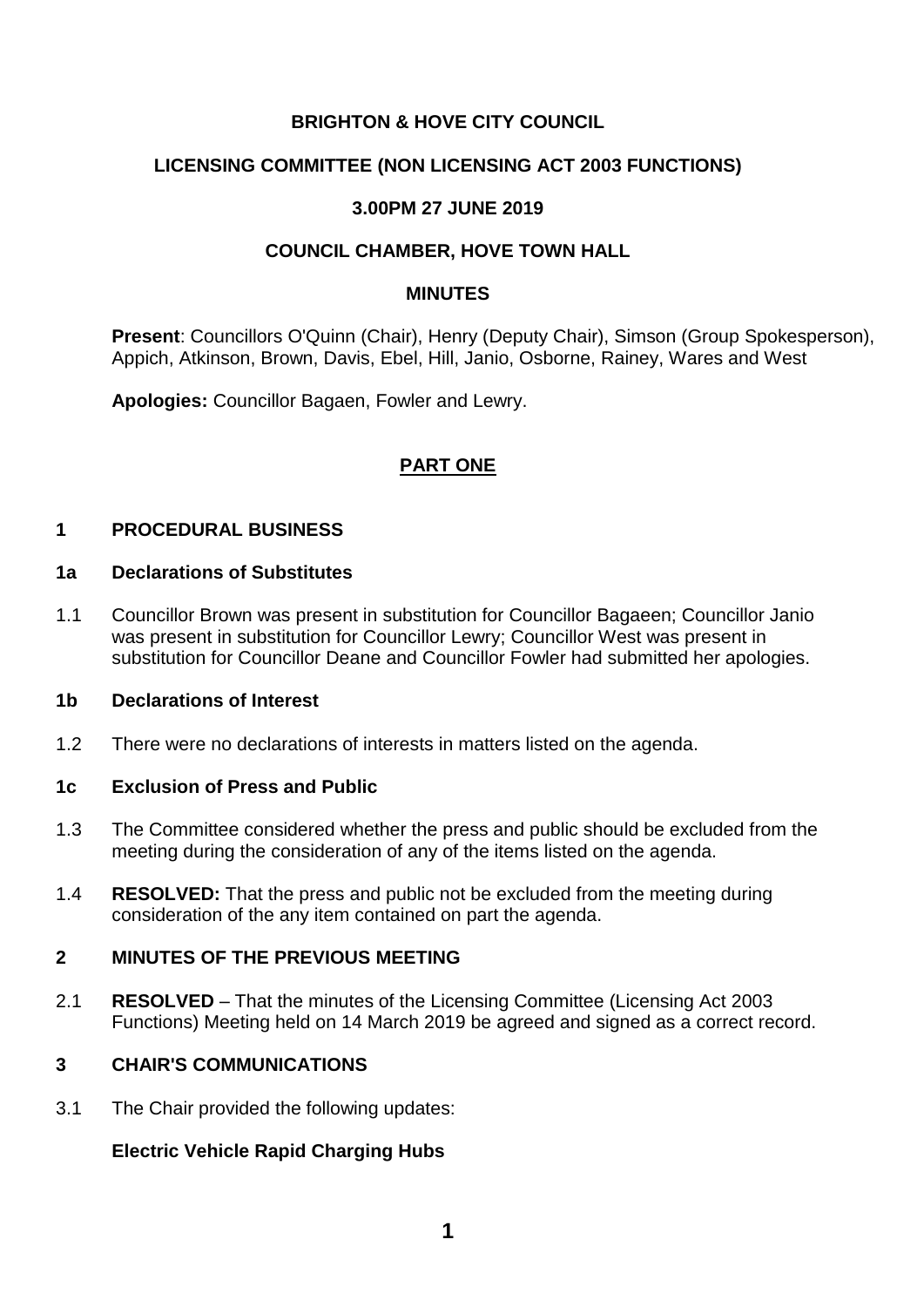**BRIGHTON & HOVE CITY COUNCIL**

**LICENSING COMMITTEE (NON LICENSING ACT 2003 FUNCTIONS)**

**3.00PM 27 JUNE 2019**

**COUNCIL CHAMBER, HOVE TOWN HALL**

**MINUTES**

**Present**: Councillors O'Quinn (Chair), Henry (Deputy Chair), Simson (Group Spokesperson), Appich, Atkinson, Brown, Davis, Ebel, Hill, Janio, Osborne, Rainey, Wares and West

**Apologies:** Councillor Bagaen, Fowler and Lewry.

## PART ONE

### 1 PROCEDURAL BUSINESS

#### 1a Declarations of Substitutes

1.1 Councillor Brown was present in substitution for Councillor Bagaeen; Councillor Janio was present in substitution for Councillor Lewry; Councillor West was present in substitution for Councillor Deane and Councillor Fowler had submitted her apologies.

#### 1b Declarations of Interest

1.2 There were no declarations of interests in matters listed on the agenda.

#### 1c Exclusion of Press and Public

1.3 The Committee considered whether the press and public should be excluded from the meeting during the consideration of any of the items listed on the agenda.

1.4 **RESOLVED:** That the press and public not be excluded from the meeting during consideration of the any item contained on part the agenda.

### 2 MINUTES OF THE PREVIOUS MEETING

2.1 **RESOLVED** – That the minutes of the Licensing Committee (Licensing Act 2003 Functions) Meeting held on 14 March 2019 be agreed and signed as a correct record.

### 3 CHAIR'S COMMUNICATIONS

3.1 The Chair provided the following updates:

**Electric Vehicle Rapid Charging Hubs**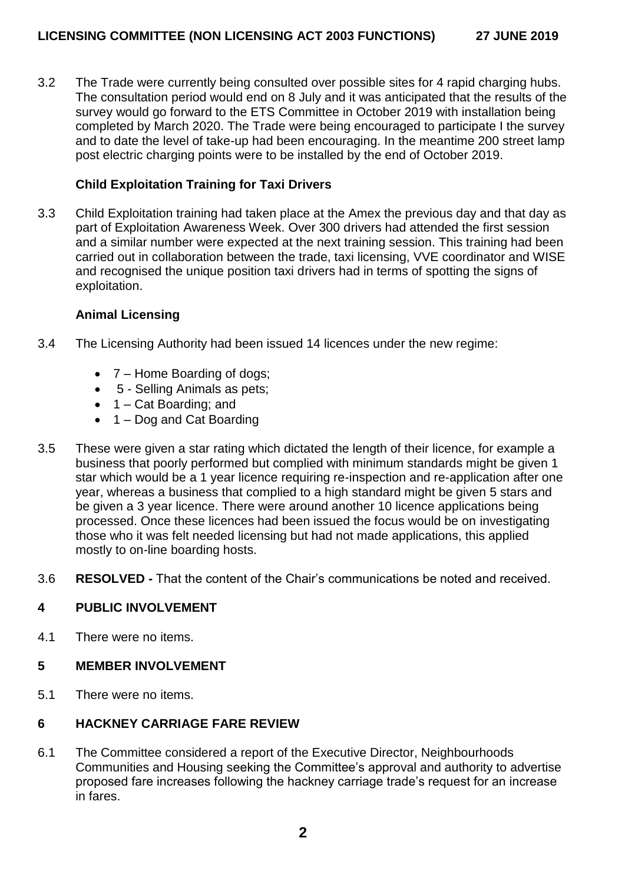3.2 The Trade were currently being consulted over possible sites for 4 rapid charging hubs. The consultation period would end on 8 July and it was anticipated that the results of the survey would go forward to the ETS Committee in October 2019 with installation being completed by March 2020. The Trade were being encouraged to participate I the survey and to date the level of take-up had been encouraging. In the meantime 200 street lamp post electric charging points were to be installed by the end of October 2019.

**Child Exploitation Training for Taxi Drivers**

3.3 Child Exploitation training had taken place at the Amex the previous day and that day as part of Exploitation Awareness Week. Over 300 drivers had attended the first session and a similar number were expected at the next training session. This training had been carried out in collaboration between the trade, taxi licensing, VVE coordinator and WISE and recognised the unique position taxi drivers had in terms of spotting the signs of exploitation.

**Animal Licensing**

3.4 The Licensing Authority had been issued 14 licences under the new regime:

- 7 – Home Boarding of dogs;
- 5 - Selling Animals as pets;
- 1 – Cat Boarding; and
- 1 – Dog and Cat Boarding

3.5 These were given a star rating which dictated the length of their licence, for example a business that poorly performed but complied with minimum standards might be given 1 star which would be a 1 year licence requiring re-inspection and re-application after one year, whereas a business that complied to a high standard might be given 5 stars and be given a 3 year licence. There were around another 10 licence applications being processed. Once these licences had been issued the focus would be on investigating those who it was felt needed licensing but had not made applications, this applied mostly to on-line boarding hosts.

3.6 **RESOLVED -** That the content of the Chair's communications be noted and received.

## 4 PUBLIC INVOLVEMENT

4.1 There were no items.

## 5 MEMBER INVOLVEMENT

5.1 There were no items.

## 6 HACKNEY CARRIAGE FARE REVIEW

6.1 The Committee considered a report of the Executive Director, Neighbourhoods Communities and Housing seeking the Committee's approval and authority to advertise proposed fare increases following the hackney carriage trade's request for an increase in fares.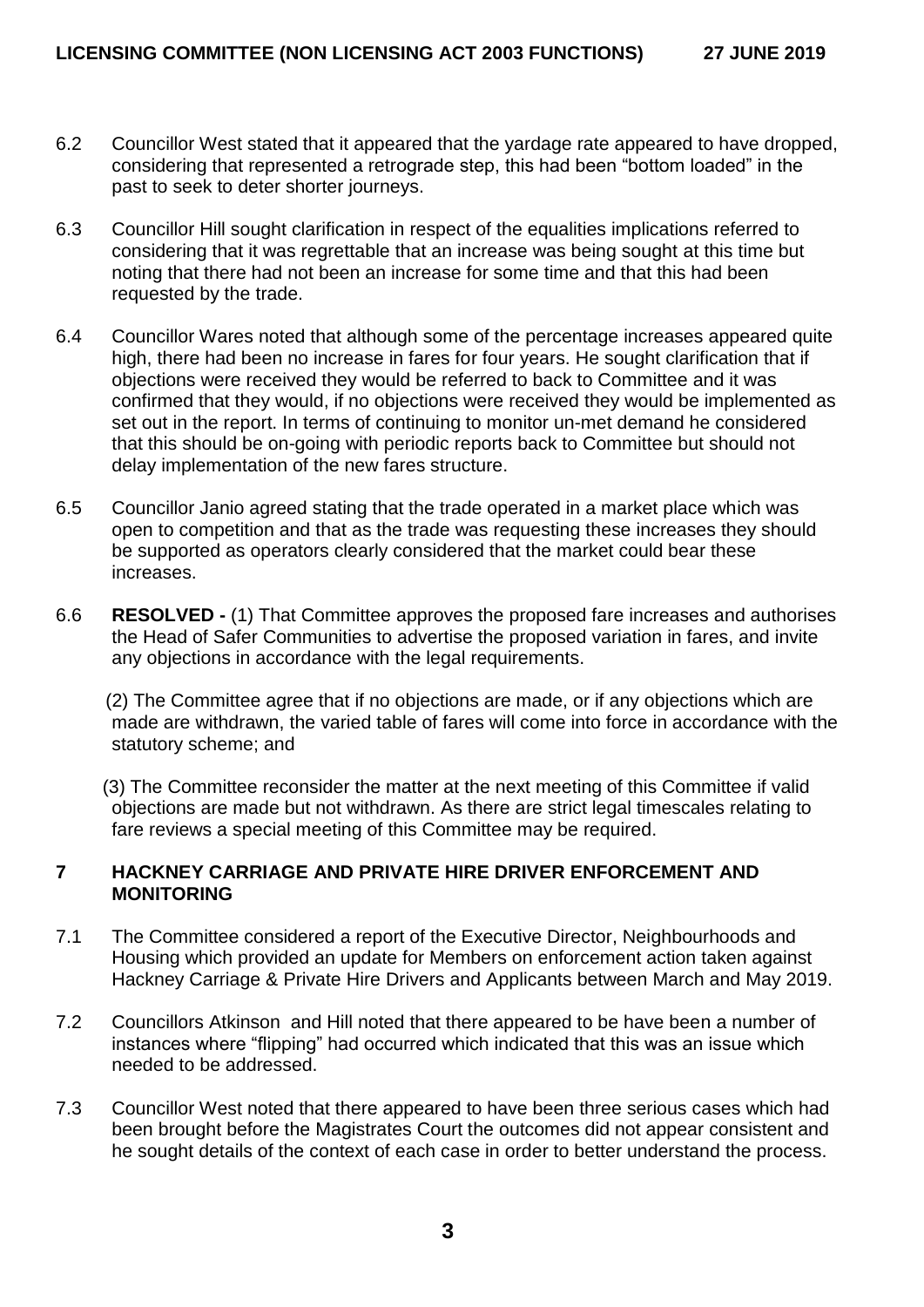6.2 Councillor West stated that it appeared that the yardage rate appeared to have dropped, considering that represented a retrograde step, this had been "bottom loaded" in the past to seek to deter shorter journeys.

6.3 Councillor Hill sought clarification in respect of the equalities implications referred to considering that it was regrettable that an increase was being sought at this time but noting that there had not been an increase for some time and that this had been requested by the trade.

6.4 Councillor Wares noted that although some of the percentage increases appeared quite high, there had been no increase in fares for four years. He sought clarification that if objections were received they would be referred to back to Committee and it was confirmed that they would, if no objections were received they would be implemented as set out in the report. In terms of continuing to monitor un-met demand he considered that this should be on-going with periodic reports back to Committee but should not delay implementation of the new fares structure.

6.5 Councillor Janio agreed stating that the trade operated in a market place which was open to competition and that as the trade was requesting these increases they should be supported as operators clearly considered that the market could bear these increases.

6.6 **RESOLVED -** (1) That Committee approves the proposed fare increases and authorises the Head of Safer Communities to advertise the proposed variation in fares, and invite any objections in accordance with the legal requirements.

(2) The Committee agree that if no objections are made, or if any objections which are made are withdrawn, the varied table of fares will come into force in accordance with the statutory scheme; and

(3) The Committee reconsider the matter at the next meeting of this Committee if valid objections are made but not withdrawn. As there are strict legal timescales relating to fare reviews a special meeting of this Committee may be required.

## 7 HACKNEY CARRIAGE AND PRIVATE HIRE DRIVER ENFORCEMENT AND MONITORING

7.1 The Committee considered a report of the Executive Director, Neighbourhoods and Housing which provided an update for Members on enforcement action taken against Hackney Carriage & Private Hire Drivers and Applicants between March and May 2019.

7.2 Councillors Atkinson and Hill noted that there appeared to be have been a number of instances where "flipping" had occurred which indicated that this was an issue which needed to be addressed.

7.3 Councillor West noted that there appeared to have been three serious cases which had been brought before the Magistrates Court the outcomes did not appear consistent and he sought details of the context of each case in order to better understand the process.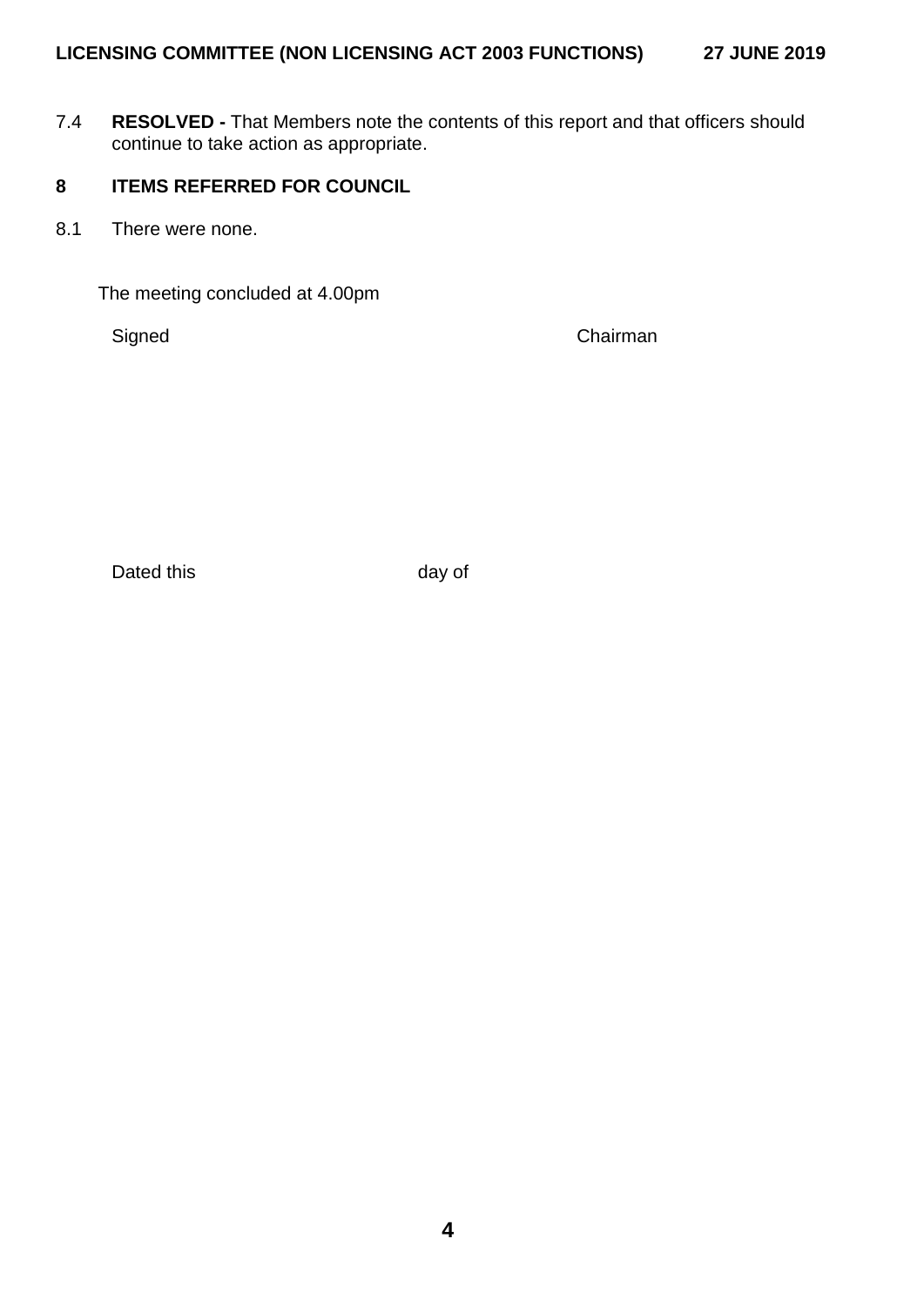7.4 **RESOLVED -** That Members note the contents of this report and that officers should continue to take action as appropriate.

## 8 ITEMS REFERRED FOR COUNCIL

8.1 There were none.

The meeting concluded at 4.00pm

Signed Chairman

Dated this day of